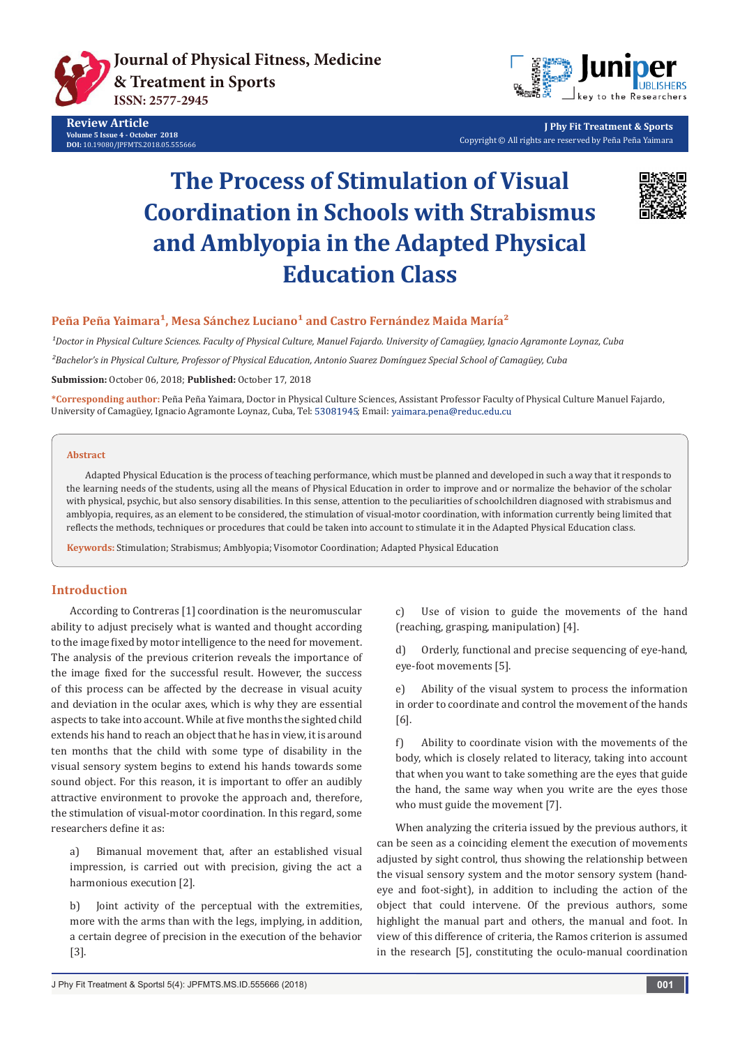Review Article
Volume 5 Issue 4 - October 2018
DOI: 10.19080/JPFMTS.2018.05.555666

J Phy Fit Treatment & Sports
Copyright © All rights are reserved by Peña Peña Yaimara

# The Process of Stimulation of Visual Coordination in Schools with Strabismus and Amblyopia in the Adapted Physical Education Class

**Peña Peña Yaimara[1], Mesa Sánchez Luciano[1] and Castro Fernández Maida María[2]**

[1]*Doctor in Physical Culture Sciences. Faculty of Physical Culture, Manuel Fajardo. University of Camagüey, Ignacio Agramonte Loynaz, Cuba*

[2]*Bachelor's in Physical Culture, Professor of Physical Education, Antonio Suarez Domínguez Special School of Camagüey, Cuba*

**Submission:** October 06, 2018; **Published:** October 17, 2018

**\*Corresponding author:** Peña Peña Yaimara, Doctor in Physical Culture Sciences, Assistant Professor Faculty of Physical Culture Manuel Fajardo, University of Camagüey, Ignacio Agramonte Loynaz, Cuba, Tel: 53081945; Email: yaimara.pena@reduc.edu.cu

## Abstract

Adapted Physical Education is the process of teaching performance, which must be planned and developed in such a way that it responds to the learning needs of the students, using all the means of Physical Education in order to improve and or normalize the behavior of the scholar with physical, psychic, but also sensory disabilities. In this sense, attention to the peculiarities of schoolchildren diagnosed with strabismus and amblyopia, requires, as an element to be considered, the stimulation of visual-motor coordination, with information currently being limited that reflects the methods, techniques or procedures that could be taken into account to stimulate it in the Adapted Physical Education class.

**Keywords:** Stimulation; Strabismus; Amblyopia; Visomotor Coordination; Adapted Physical Education

## Introduction

According to Contreras [1] coordination is the neuromuscular ability to adjust precisely what is wanted and thought according to the image fixed by motor intelligence to the need for movement. The analysis of the previous criterion reveals the importance of the image fixed for the successful result. However, the success of this process can be affected by the decrease in visual acuity and deviation in the ocular axes, which is why they are essential aspects to take into account. While at five months the sighted child extends his hand to reach an object that he has in view, it is around ten months that the child with some type of disability in the visual sensory system begins to extend his hands towards some sound object. For this reason, it is important to offer an audibly attractive environment to provoke the approach and, therefore, the stimulation of visual-motor coordination. In this regard, some researchers define it as:

a) Bimanual movement that, after an established visual impression, is carried out with precision, giving the act a harmonious execution [2].

b) Joint activity of the perceptual with the extremities, more with the arms than with the legs, implying, in addition, a certain degree of precision in the execution of the behavior [3].

c) Use of vision to guide the movements of the hand (reaching, grasping, manipulation) [4].

d) Orderly, functional and precise sequencing of eye-hand, eye-foot movements [5].

e) Ability of the visual system to process the information in order to coordinate and control the movement of the hands [6].

f) Ability to coordinate vision with the movements of the body, which is closely related to literacy, taking into account that when you want to take something are the eyes that guide the hand, the same way when you write are the eyes those who must guide the movement [7].

When analyzing the criteria issued by the previous authors, it can be seen as a coinciding element the execution of movements adjusted by sight control, thus showing the relationship between the visual sensory system and the motor sensory system (hand-eye and foot-sight), in addition to including the action of the object that could intervene. Of the previous authors, some highlight the manual part and others, the manual and foot. In view of this difference of criteria, the Ramos criterion is assumed in the research [5], constituting the oculo-manual coordination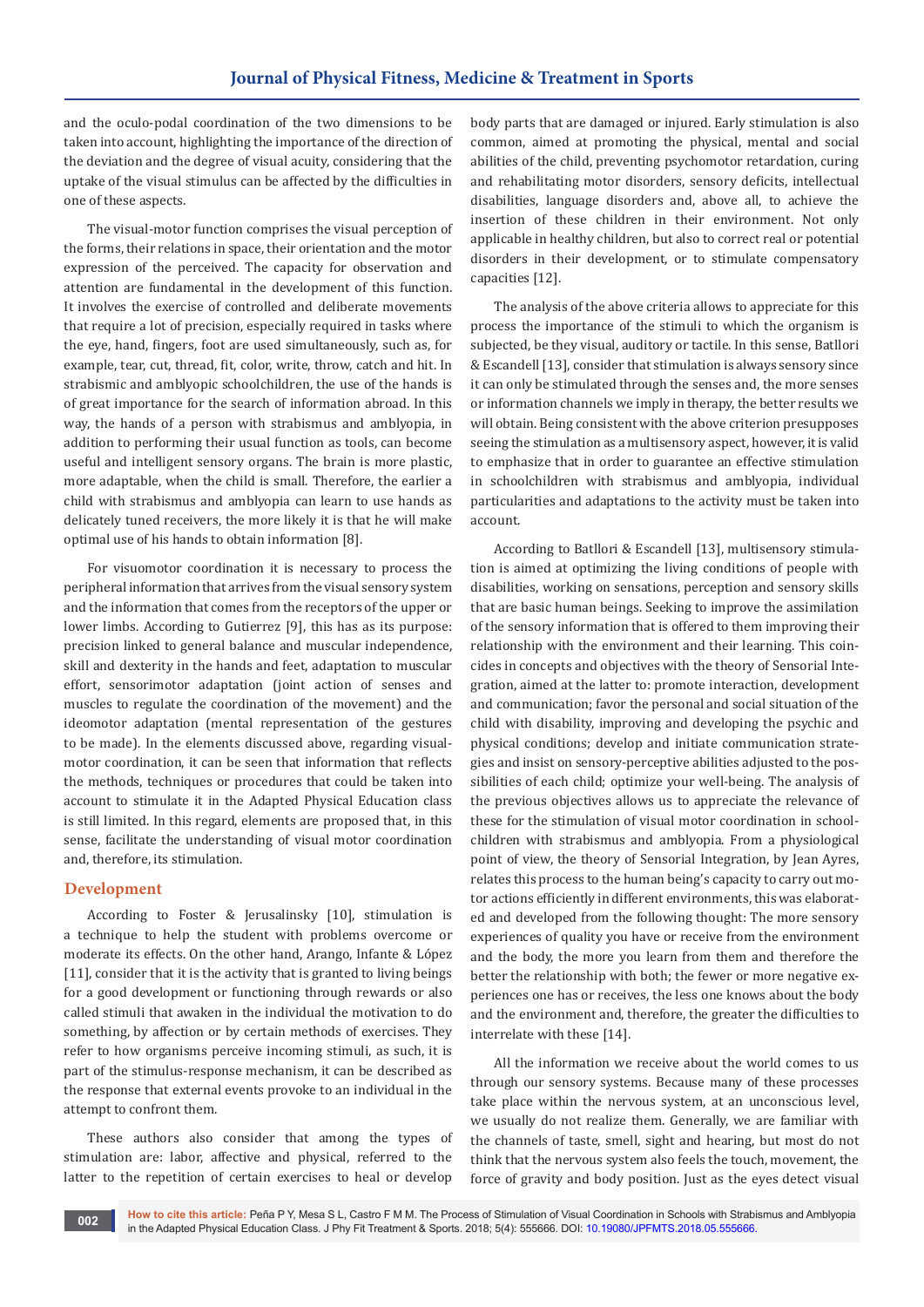and the oculo-podal coordination of the two dimensions to be taken into account, highlighting the importance of the direction of the deviation and the degree of visual acuity, considering that the uptake of the visual stimulus can be affected by the difficulties in one of these aspects.

The visual-motor function comprises the visual perception of the forms, their relations in space, their orientation and the motor expression of the perceived. The capacity for observation and attention are fundamental in the development of this function. It involves the exercise of controlled and deliberate movements that require a lot of precision, especially required in tasks where the eye, hand, fingers, foot are used simultaneously, such as, for example, tear, cut, thread, fit, color, write, throw, catch and hit. In strabismic and amblyopic schoolchildren, the use of the hands is of great importance for the search of information abroad. In this way, the hands of a person with strabismus and amblyopia, in addition to performing their usual function as tools, can become useful and intelligent sensory organs. The brain is more plastic, more adaptable, when the child is small. Therefore, the earlier a child with strabismus and amblyopia can learn to use hands as delicately tuned receivers, the more likely it is that he will make optimal use of his hands to obtain information [8].

For visuomotor coordination it is necessary to process the peripheral information that arrives from the visual sensory system and the information that comes from the receptors of the upper or lower limbs. According to Gutierrez [9], this has as its purpose: precision linked to general balance and muscular independence, skill and dexterity in the hands and feet, adaptation to muscular effort, sensorimotor adaptation (joint action of senses and muscles to regulate the coordination of the movement) and the ideomotor adaptation (mental representation of the gestures to be made). In the elements discussed above, regarding visual-motor coordination, it can be seen that information that reflects the methods, techniques or procedures that could be taken into account to stimulate it in the Adapted Physical Education class is still limited. In this regard, elements are proposed that, in this sense, facilitate the understanding of visual motor coordination and, therefore, its stimulation.

## Development

According to Foster & Jerusalinsky [10], stimulation is a technique to help the student with problems overcome or moderate its effects. On the other hand, Arango, Infante & López [11], consider that it is the activity that is granted to living beings for a good development or functioning through rewards or also called stimuli that awaken in the individual the motivation to do something, by affection or by certain methods of exercises. They refer to how organisms perceive incoming stimuli, as such, it is part of the stimulus-response mechanism, it can be described as the response that external events provoke to an individual in the attempt to confront them.

These authors also consider that among the types of stimulation are: labor, affective and physical, referred to the latter to the repetition of certain exercises to heal or develop body parts that are damaged or injured. Early stimulation is also common, aimed at promoting the physical, mental and social abilities of the child, preventing psychomotor retardation, curing and rehabilitating motor disorders, sensory deficits, intellectual disabilities, language disorders and, above all, to achieve the insertion of these children in their environment. Not only applicable in healthy children, but also to correct real or potential disorders in their development, or to stimulate compensatory capacities [12].

The analysis of the above criteria allows to appreciate for this process the importance of the stimuli to which the organism is subjected, be they visual, auditory or tactile. In this sense, Batllori & Escandell [13], consider that stimulation is always sensory since it can only be stimulated through the senses and, the more senses or information channels we imply in therapy, the better results we will obtain. Being consistent with the above criterion presupposes seeing the stimulation as a multisensory aspect, however, it is valid to emphasize that in order to guarantee an effective stimulation in schoolchildren with strabismus and amblyopia, individual particularities and adaptations to the activity must be taken into account.

According to Batllori & Escandell [13], multisensory stimulation is aimed at optimizing the living conditions of people with disabilities, working on sensations, perception and sensory skills that are basic human beings. Seeking to improve the assimilation of the sensory information that is offered to them improving their relationship with the environment and their learning. This coincides in concepts and objectives with the theory of Sensorial Integration, aimed at the latter to: promote interaction, development and communication; favor the personal and social situation of the child with disability, improving and developing the psychic and physical conditions; develop and initiate communication strategies and insist on sensory-perceptive abilities adjusted to the possibilities of each child; optimize your well-being. The analysis of the previous objectives allows us to appreciate the relevance of these for the stimulation of visual motor coordination in schoolchildren with strabismus and amblyopia. From a physiological point of view, the theory of Sensorial Integration, by Jean Ayres, relates this process to the human being's capacity to carry out motor actions efficiently in different environments, this was elaborated and developed from the following thought: The more sensory experiences of quality you have or receive from the environment and the body, the more you learn from them and therefore the better the relationship with both; the fewer or more negative experiences one has or receives, the less one knows about the body and the environment and, therefore, the greater the difficulties to interrelate with these [14].

All the information we receive about the world comes to us through our sensory systems. Because many of these processes take place within the nervous system, at an unconscious level, we usually do not realize them. Generally, we are familiar with the channels of taste, smell, sight and hearing, but most do not think that the nervous system also feels the touch, movement, the force of gravity and body position. Just as the eyes detect visual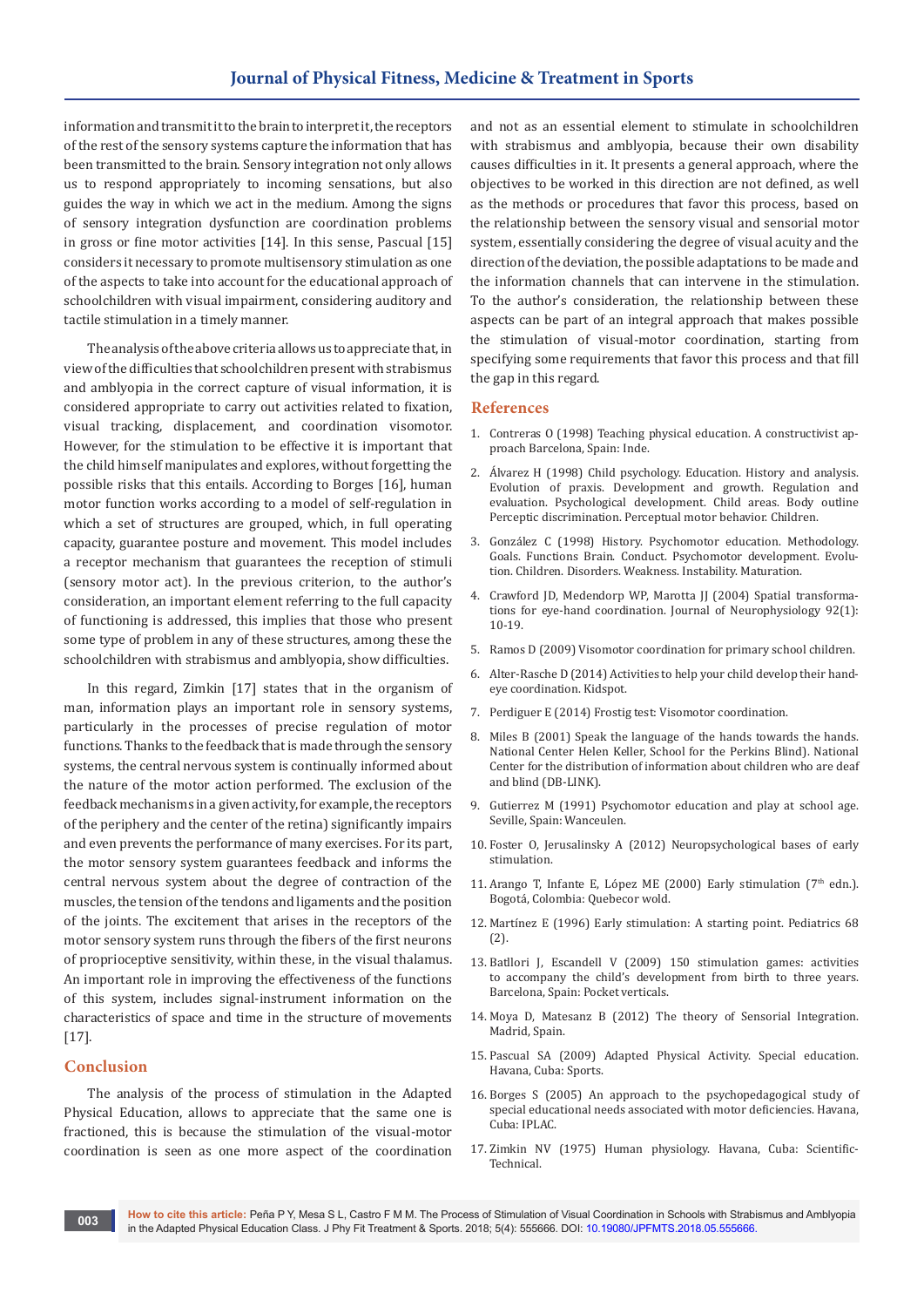information and transmit it to the brain to interpret it, the receptors of the rest of the sensory systems capture the information that has been transmitted to the brain. Sensory integration not only allows us to respond appropriately to incoming sensations, but also guides the way in which we act in the medium. Among the signs of sensory integration dysfunction are coordination problems in gross or fine motor activities [14]. In this sense, Pascual [15] considers it necessary to promote multisensory stimulation as one of the aspects to take into account for the educational approach of schoolchildren with visual impairment, considering auditory and tactile stimulation in a timely manner.

The analysis of the above criteria allows us to appreciate that, in view of the difficulties that schoolchildren present with strabismus and amblyopia in the correct capture of visual information, it is considered appropriate to carry out activities related to fixation, visual tracking, displacement, and coordination visomotor. However, for the stimulation to be effective it is important that the child himself manipulates and explores, without forgetting the possible risks that this entails. According to Borges [16], human motor function works according to a model of self-regulation in which a set of structures are grouped, which, in full operating capacity, guarantee posture and movement. This model includes a receptor mechanism that guarantees the reception of stimuli (sensory motor act). In the previous criterion, to the author's consideration, an important element referring to the full capacity of functioning is addressed, this implies that those who present some type of problem in any of these structures, among these the schoolchildren with strabismus and amblyopia, show difficulties.

In this regard, Zimkin [17] states that in the organism of man, information plays an important role in sensory systems, particularly in the processes of precise regulation of motor functions. Thanks to the feedback that is made through the sensory systems, the central nervous system is continually informed about the nature of the motor action performed. The exclusion of the feedback mechanisms in a given activity, for example, the receptors of the periphery and the center of the retina) significantly impairs and even prevents the performance of many exercises. For its part, the motor sensory system guarantees feedback and informs the central nervous system about the degree of contraction of the muscles, the tension of the tendons and ligaments and the position of the joints. The excitement that arises in the receptors of the motor sensory system runs through the fibers of the first neurons of proprioceptive sensitivity, within these, in the visual thalamus. An important role in improving the effectiveness of the functions of this system, includes signal-instrument information on the characteristics of space and time in the structure of movements [17].

## Conclusion

The analysis of the process of stimulation in the Adapted Physical Education, allows to appreciate that the same one is fractioned, this is because the stimulation of the visual-motor coordination is seen as one more aspect of the coordination and not as an essential element to stimulate in schoolchildren with strabismus and amblyopia, because their own disability causes difficulties in it. It presents a general approach, where the objectives to be worked in this direction are not defined, as well as the methods or procedures that favor this process, based on the relationship between the sensory visual and sensorial motor system, essentially considering the degree of visual acuity and the direction of the deviation, the possible adaptations to be made and the information channels that can intervene in the stimulation. To the author's consideration, the relationship between these aspects can be part of an integral approach that makes possible the stimulation of visual-motor coordination, starting from specifying some requirements that favor this process and that fill the gap in this regard.

## References

1. Contreras O (1998) Teaching physical education. A constructivist approach Barcelona, Spain: Inde.
2. Álvarez H (1998) Child psychology. Education. History and analysis. Evolution of praxis. Development and growth. Regulation and evaluation. Psychological development. Child areas. Body outline Perceptic discrimination. Perceptual motor behavior. Children.
3. González C (1998) History. Psychomotor education. Methodology. Goals. Functions Brain. Conduct. Psychomotor development. Evolution. Children. Disorders. Weakness. Instability. Maturation.
4. Crawford JD, Medendorp WP, Marotta JJ (2004) Spatial transformations for eye-hand coordination. Journal of Neurophysiology 92(1): 10-19.
5. Ramos D (2009) Visomotor coordination for primary school children.
6. Alter-Rasche D (2014) Activities to help your child develop their hand-eye coordination. Kidspot.
7. Perdiguer E (2014) Frostig test: Visomotor coordination.
8. Miles B (2001) Speak the language of the hands towards the hands. National Center Helen Keller, School for the Perkins Blind). National Center for the distribution of information about children who are deaf and blind (DB-LINK).
9. Gutierrez M (1991) Psychomotor education and play at school age. Seville, Spain: Wanceulen.
10. Foster O, Jerusalinsky A (2012) Neuropsychological bases of early stimulation.
11. Arango T, Infante E, López ME (2000) Early stimulation (7th edn.). Bogotá, Colombia: Quebecor wold.
12. Martínez E (1996) Early stimulation: A starting point. Pediatrics 68 (2).
13. Batllori J, Escandell V (2009) 150 stimulation games: activities to accompany the child's development from birth to three years. Barcelona, Spain: Pocket verticals.
14. Moya D, Matesanz B (2012) The theory of Sensorial Integration. Madrid, Spain.
15. Pascual SA (2009) Adapted Physical Activity. Special education. Havana, Cuba: Sports.
16. Borges S (2005) An approach to the psychopedagogical study of special educational needs associated with motor deficiencies. Havana, Cuba: IPLAC.
17. Zimkin NV (1975) Human physiology. Havana, Cuba: Scientific-Technical.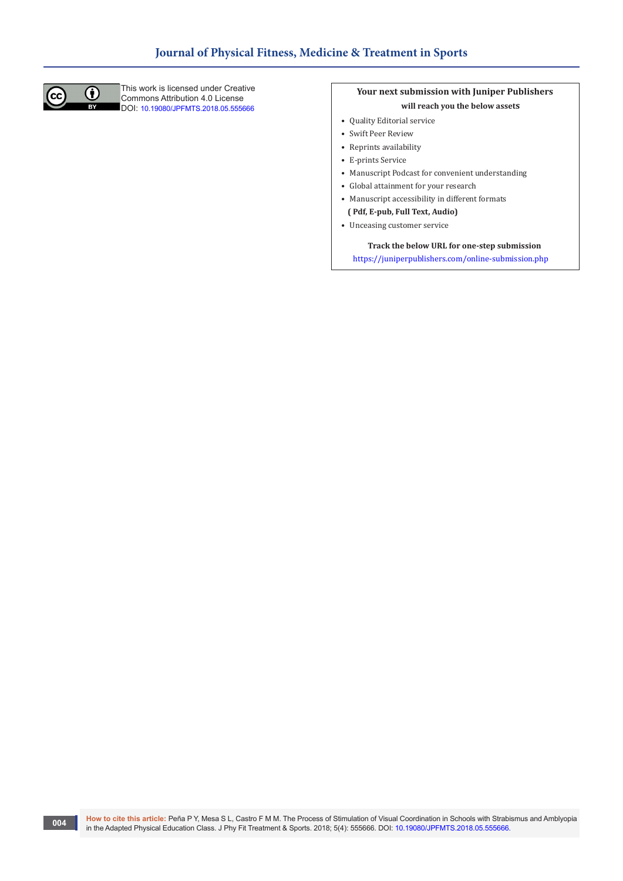This work is licensed under Creative Commons Attribution 4.0 License
DOI: 10.19080/JPFMTS.2018.05.555666

**Your next submission with Juniper Publishers**
**will reach you the below assets**

- Quality Editorial service
- Swift Peer Review
- Reprints availability
- E-prints Service
- Manuscript Podcast for convenient understanding
- Global attainment for your research
- Manuscript accessibility in different formats
  **( Pdf, E-pub, Full Text, Audio)**
- Unceasing customer service

**Track the below URL for one-step submission**
https://juniperpublishers.com/online-submission.php

**How to cite this article:** Peña P Y, Mesa S L, Castro F M M. The Process of Stimulation of Visual Coordination in Schools with Strabismus and Amblyopia in the Adapted Physical Education Class. J Phy Fit Treatment & Sports. 2018; 5(4): 555666. DOI: 10.19080/JPFMTS.2018.05.555666.